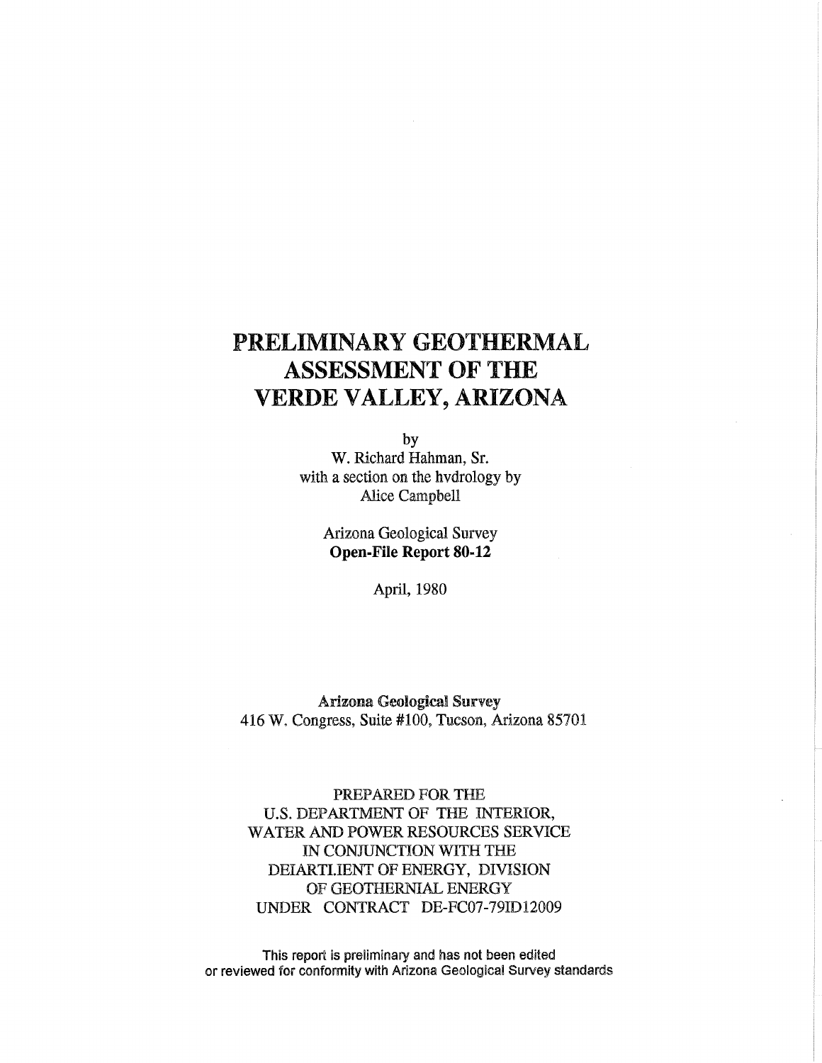# PRELIMINARY GEOTHERMAL ASSESSMENT OF THE VERDE VALLEY, ARIZONA

by

W. Richard Hahman, Sr.

with a section on the hvdrology by

Alice Campbell

Arizona Geological Survey

**Open-File Report 80-12**

April, 1980

**Arizona Geological Survey**

416 W. Congress, Suite #100, Tucson, Arizona 85701

PREPARED FOR THE
U.S. DEPARTMENT OF THE INTERIOR,
WATER AND POWER RESOURCES SERVICE
IN CONJUNCTION WITH THE
DEIARTI.IENT OF ENERGY, DIVISION
OF GEOTHERNIAL ENERGY
UNDER CONTRACT DE-FC07-79ID12009

This report is preliminary and has not been edited or reviewed for conformity with Arizona Geological Survey standards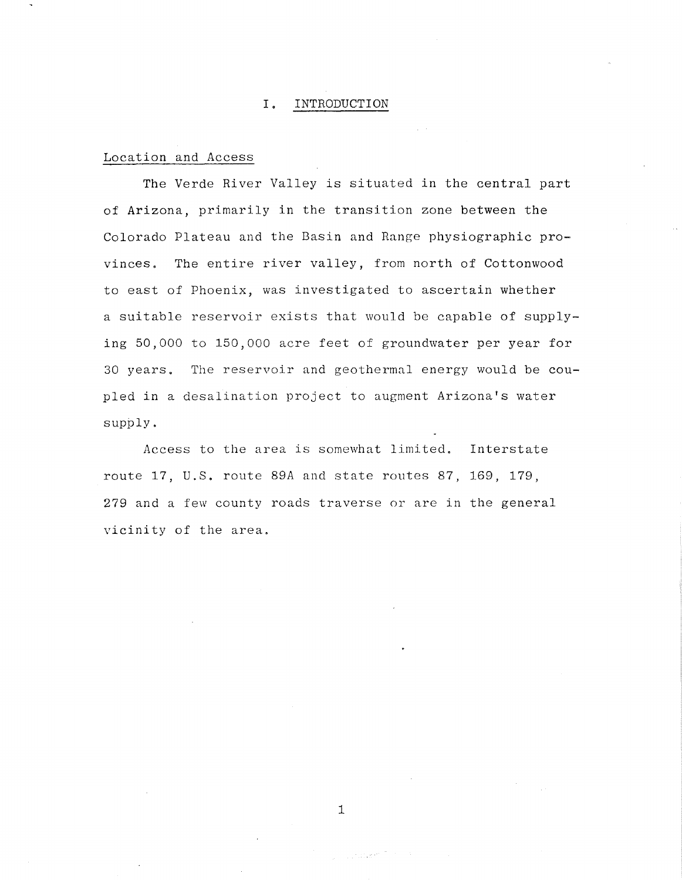# I. INTRODUCTION

## Location and Access

The Verde River Valley is situated in the central part of Arizona, primarily in the transition zone between the Colorado Plateau and the Basin and Range physiographic provinces. The entire river valley, from north of Cottonwood to east of Phoenix, was investigated to ascertain whether a suitable reservoir exists that would be capable of supplying 50,000 to 150,000 acre feet of groundwater per year for 30 years. The reservoir and geothermal energy would be coupled in a desalination project to augment Arizona's water supply.

Access to the area is somewhat limited. Interstate route 17, U.S. route 89A and state routes 87, 169, 179, 279 and a few county roads traverse or are in the general vicinity of the area.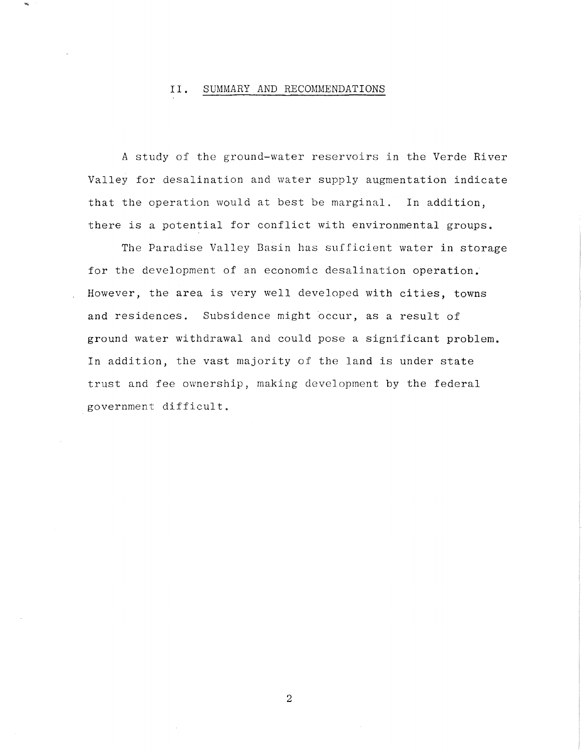## II. SUMMARY AND RECOMMENDATIONS

A study of the ground-water reservoirs in the Verde River Valley for desalination and water supply augmentation indicate that the operation would at best be marginal. In addition, there is a potential for conflict with environmental groups.

The Paradise Valley Basin has sufficient water in storage for the development of an economic desalination operation. However, the area is very well developed with cities, towns and residences. Subsidence might occur, as a result of ground water withdrawal and could pose a significant problem. In addition, the vast majority of the land is under state trust and fee ownership, making development by the federal government difficult.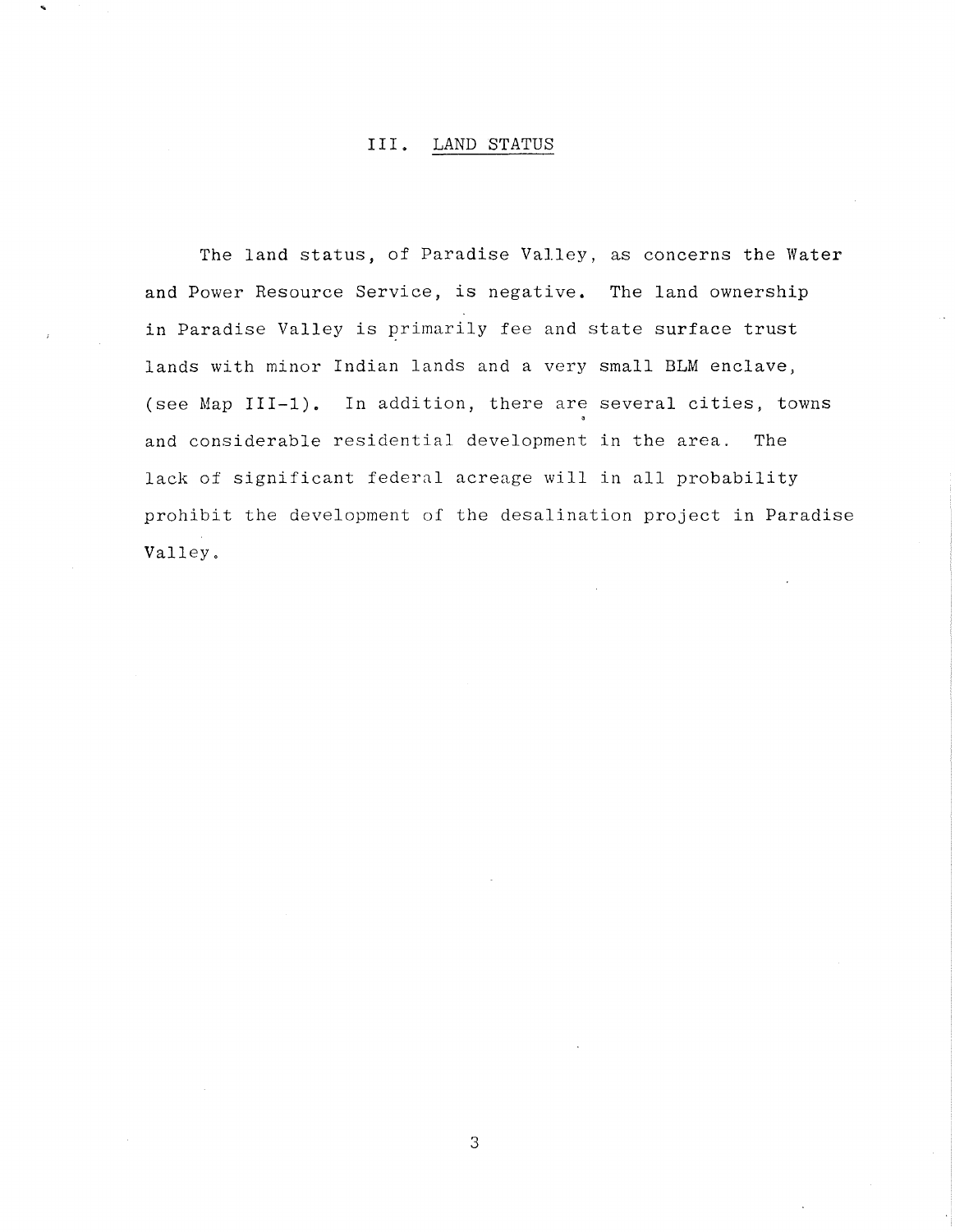## III. LAND STATUS

The land status, of Paradise Valley, as concerns the Water and Power Resource Service, is negative. The land ownership in Paradise Valley is primarily fee and state surface trust lands with minor Indian lands and a very small BLM enclave, (see Map III-1). In addition, there are several cities, towns and considerable residential development in the area. The lack of significant federal acreage will in all probability prohibit the development of the desalination project in Paradise Valley.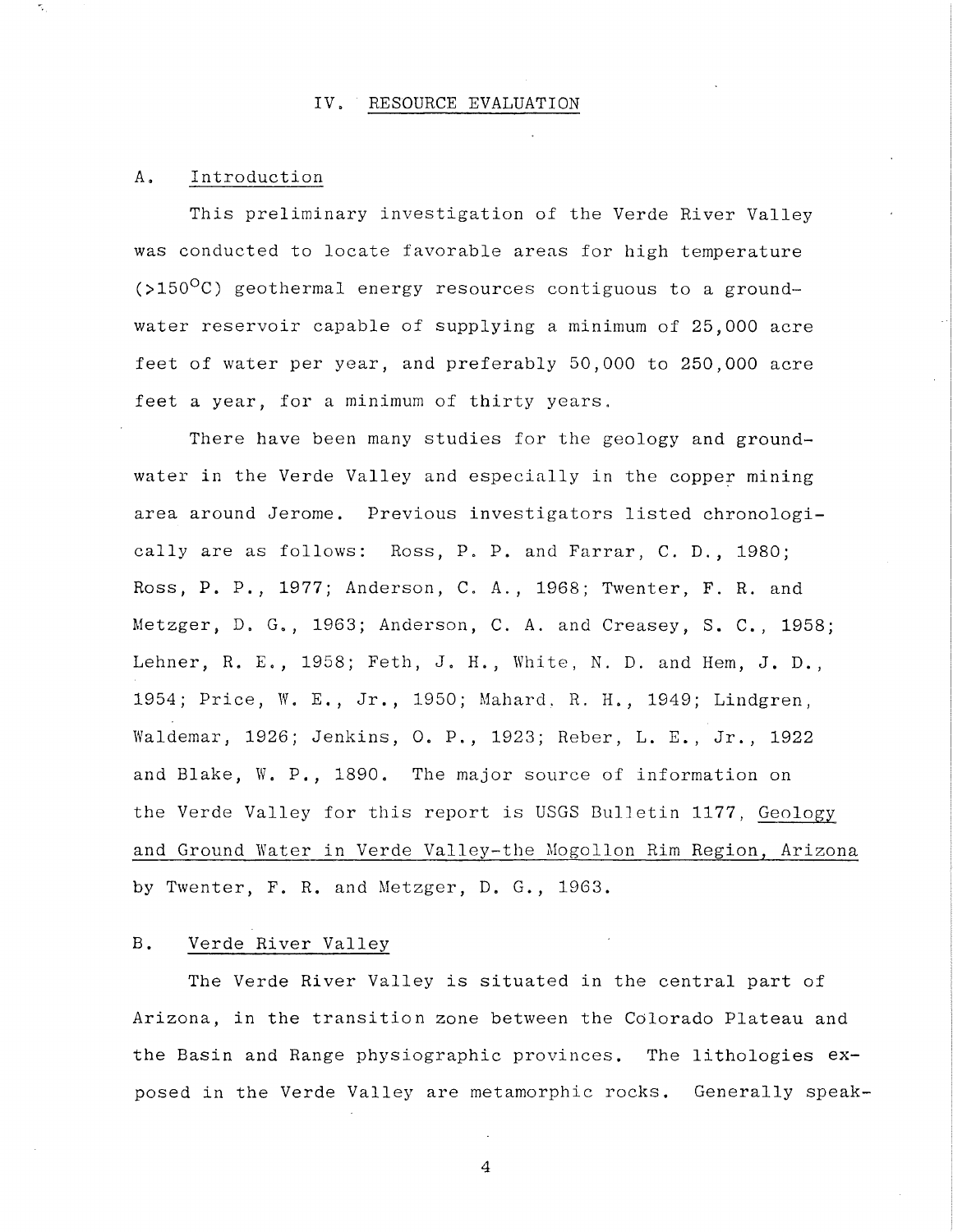# IV. RESOURCE EVALUATION

## A. Introduction

This preliminary investigation of the Verde River Valley was conducted to locate favorable areas for high temperature (>150°C) geothermal energy resources contiguous to a groundwater reservoir capable of supplying a minimum of 25,000 acre feet of water per year, and preferably 50,000 to 250,000 acre feet a year, for a minimum of thirty years.

There have been many studies for the geology and groundwater in the Verde Valley and especially in the copper mining area around Jerome. Previous investigators listed chronologically are as follows: Ross, P. P. and Farrar, C. D., 1980; Ross, P. P., 1977; Anderson, C. A., 1968; Twenter, F. R. and Metzger, D. G., 1963; Anderson, C. A. and Creasey, S. C., 1958; Lehner, R. E., 1958; Feth, J. H., White, N. D. and Hem, J. D., 1954; Price, W. E., Jr., 1950; Mahard, R. H., 1949; Lindgren, Waldemar, 1926; Jenkins, O. P., 1923; Reber, L. E., Jr., 1922 and Blake, W. P., 1890. The major source of information on the Verde Valley for this report is USGS Bulletin 1177, Geology and Ground Water in Verde Valley-the Mogollon Rim Region, Arizona by Twenter, F. R. and Metzger, D. G., 1963.

## B. Verde River Valley

The Verde River Valley is situated in the central part of Arizona, in the transition zone between the Colorado Plateau and the Basin and Range physiographic provinces. The lithologies exposed in the Verde Valley are metamorphic rocks. Generally speak-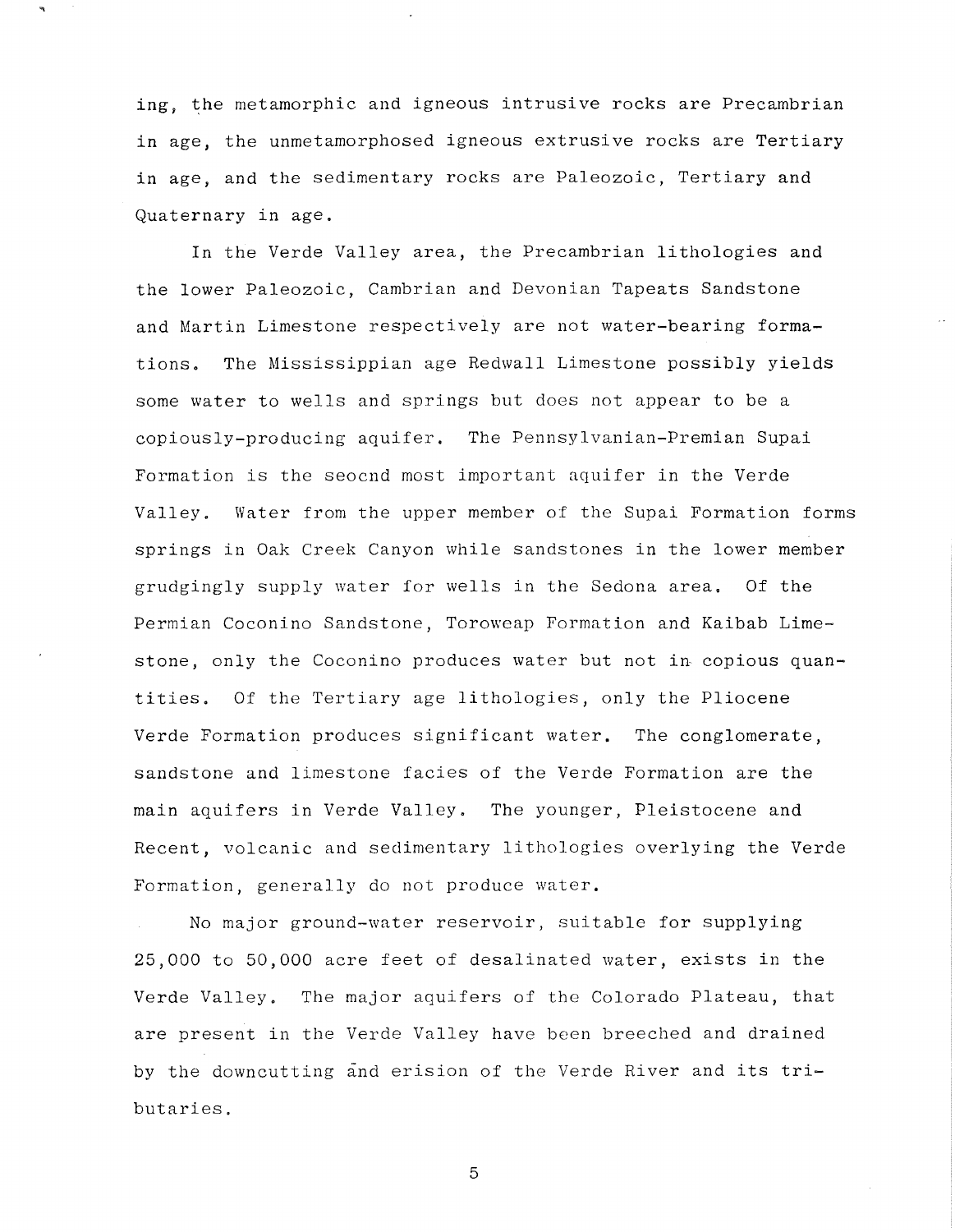ing, the metamorphic and igneous intrusive rocks are Precambrian in age, the unmetamorphosed igneous extrusive rocks are Tertiary in age, and the sedimentary rocks are Paleozoic, Tertiary and Quaternary in age.

In the Verde Valley area, the Precambrian lithologies and the lower Paleozoic, Cambrian and Devonian Tapeats Sandstone and Martin Limestone respectively are not water-bearing formations. The Mississippian age Redwall Limestone possibly yields some water to wells and springs but does not appear to be a copiously-producing aquifer. The Pennsylvanian-Premian Supai Formation is the seocnd most important aquifer in the Verde Valley. Water from the upper member of the Supai Formation forms springs in Oak Creek Canyon while sandstones in the lower member grudgingly supply water for wells in the Sedona area. Of the Permian Coconino Sandstone, Toroweap Formation and Kaibab Limestone, only the Coconino produces water but not in copious quantities. Of the Tertiary age lithologies, only the Pliocene Verde Formation produces significant water. The conglomerate, sandstone and limestone facies of the Verde Formation are the main aquifers in Verde Valley. The younger, Pleistocene and Recent, volcanic and sedimentary lithologies overlying the Verde Formation, generally do not produce water.

No major ground-water reservoir, suitable for supplying 25,000 to 50,000 acre feet of desalinated water, exists in the Verde Valley. The major aquifers of the Colorado Plateau, that are present in the Verde Valley have been breeched and drained by the downcutting and erision of the Verde River and its tributaries.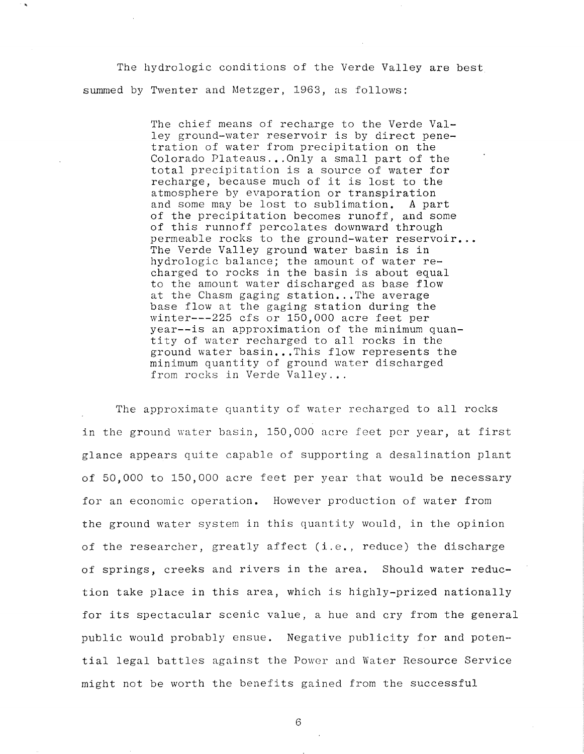The hydrologic conditions of the Verde Valley are best summed by Twenter and Metzger, 1963, as follows:

> The chief means of recharge to the Verde Valley ground-water reservoir is by direct penetration of water from precipitation on the Colorado Plateaus...Only a small part of the total precipitation is a source of water for recharge, because much of it is lost to the atmosphere by evaporation or transpiration and some may be lost to sublimation. A part of the precipitation becomes runoff, and some of this runnoff percolates downward through permeable rocks to the ground-water reservoir... The Verde Valley ground water basin is in hydrologic balance; the amount of water recharged to rocks in the basin is about equal to the amount water discharged as base flow at the Chasm gaging station...The average base flow at the gaging station during the winter---225 cfs or 150,000 acre feet per year--is an approximation of the minimum quantity of water recharged to all rocks in the ground water basin...This flow represents the minimum quantity of ground water discharged from rocks in Verde Valley...

The approximate quantity of water recharged to all rocks in the ground water basin, 150,000 acre feet per year, at first glance appears quite capable of supporting a desalination plant of 50,000 to 150,000 acre feet per year that would be necessary for an economic operation. However production of water from the ground water system in this quantity would, in the opinion of the researcher, greatly affect (i.e., reduce) the discharge of springs, creeks and rivers in the area. Should water reduction take place in this area, which is highly-prized nationally for its spectacular scenic value, a hue and cry from the general public would probably ensue. Negative publicity for and potential legal battles against the Power and Water Resource Service might not be worth the benefits gained from the successful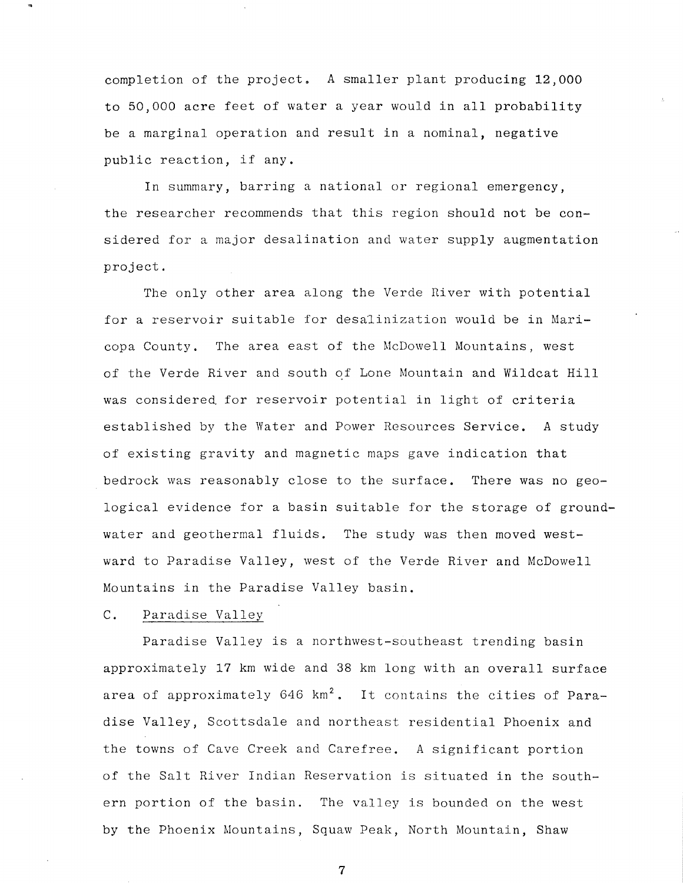completion of the project. A smaller plant producing 12,000 to 50,000 acre feet of water a year would in all probability be a marginal operation and result in a nominal, negative public reaction, if any.

In summary, barring a national or regional emergency, the researcher recommends that this region should not be considered for a major desalination and water supply augmentation project.

The only other area along the Verde River with potential for a reservoir suitable for desalinization would be in Maricopa County. The area east of the McDowell Mountains, west of the Verde River and south of Lone Mountain and Wildcat Hill was considered for reservoir potential in light of criteria established by the Water and Power Resources Service. A study of existing gravity and magnetic maps gave indication that bedrock was reasonably close to the surface. There was no geological evidence for a basin suitable for the storage of groundwater and geothermal fluids. The study was then moved westward to Paradise Valley, west of the Verde River and McDowell Mountains in the Paradise Valley basin.

## C. Paradise Valley

Paradise Valley is a northwest-southeast trending basin approximately 17 km wide and 38 km long with an overall surface area of approximately 646 $km^2$. It contains the cities of Paradise Valley, Scottsdale and northeast residential Phoenix and the towns of Cave Creek and Carefree. A significant portion of the Salt River Indian Reservation is situated in the southern portion of the basin. The valley is bounded on the west by the Phoenix Mountains, Squaw Peak, North Mountain, Shaw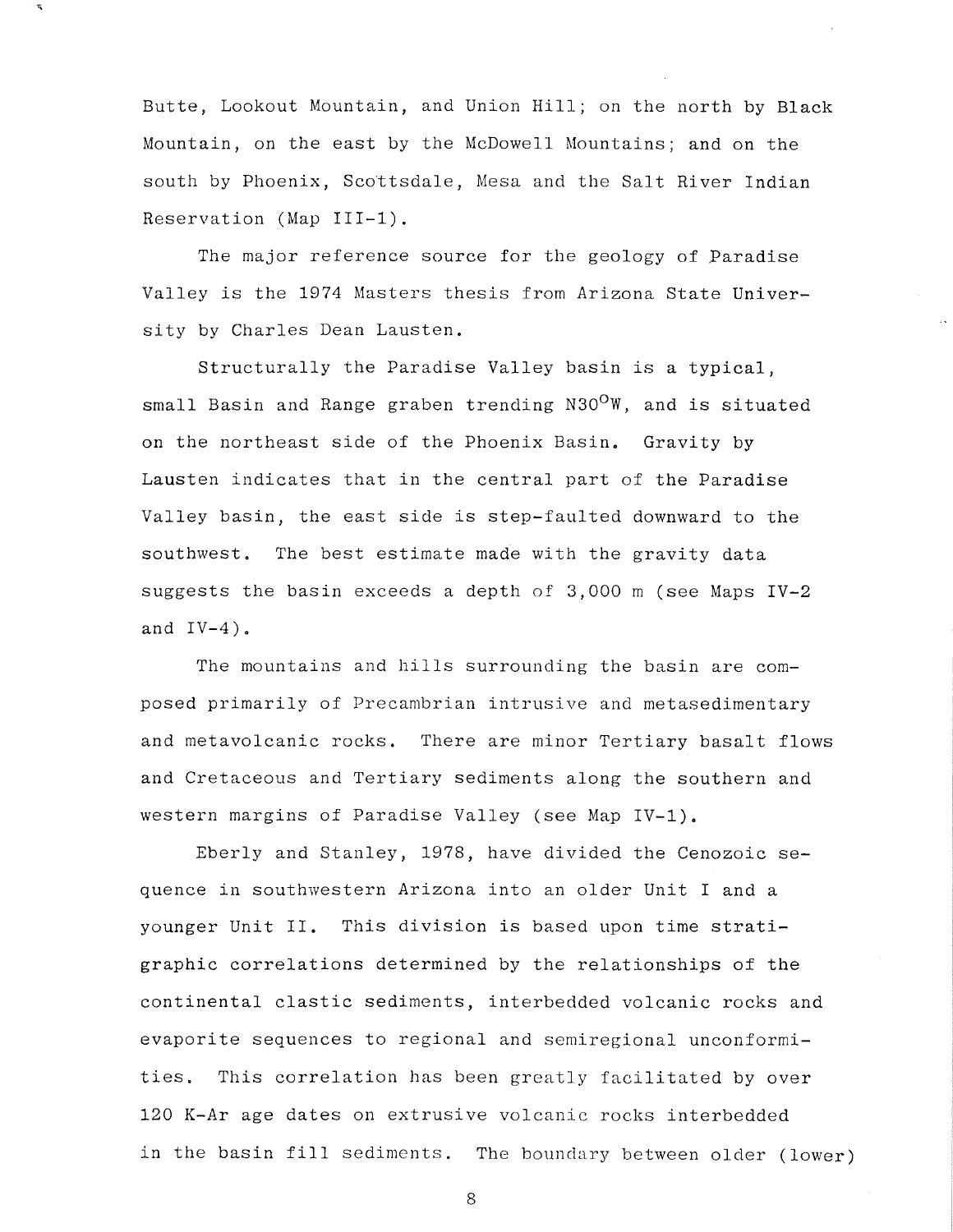Butte, Lookout Mountain, and Union Hill; on the north by Black Mountain, on the east by the McDowell Mountains; and on the south by Phoenix, Scottsdale, Mesa and the Salt River Indian Reservation (Map III-1).

The major reference source for the geology of Paradise Valley is the 1974 Masters thesis from Arizona State University by Charles Dean Lausten.

Structurally the Paradise Valley basin is a typical, small Basin and Range graben trending N30$^{o}$W, and is situated on the northeast side of the Phoenix Basin. Gravity by Lausten indicates that in the central part of the Paradise Valley basin, the east side is step-faulted downward to the southwest. The best estimate made with the gravity data suggests the basin exceeds a depth of 3,000 m (see Maps IV-2 and IV-4).

The mountains and hills surrounding the basin are composed primarily of Precambrian intrusive and metasedimentary and metavolcanic rocks. There are minor Tertiary basalt flows and Cretaceous and Tertiary sediments along the southern and western margins of Paradise Valley (see Map IV-1).

Eberly and Stanley, 1978, have divided the Cenozoic sequence in southwestern Arizona into an older Unit I and a younger Unit II. This division is based upon time stratigraphic correlations determined by the relationships of the continental clastic sediments, interbedded volcanic rocks and evaporite sequences to regional and semiregional unconformities. This correlation has been greatly facilitated by over 120 K-Ar age dates on extrusive volcanic rocks interbedded in the basin fill sediments. The boundary between older (lower)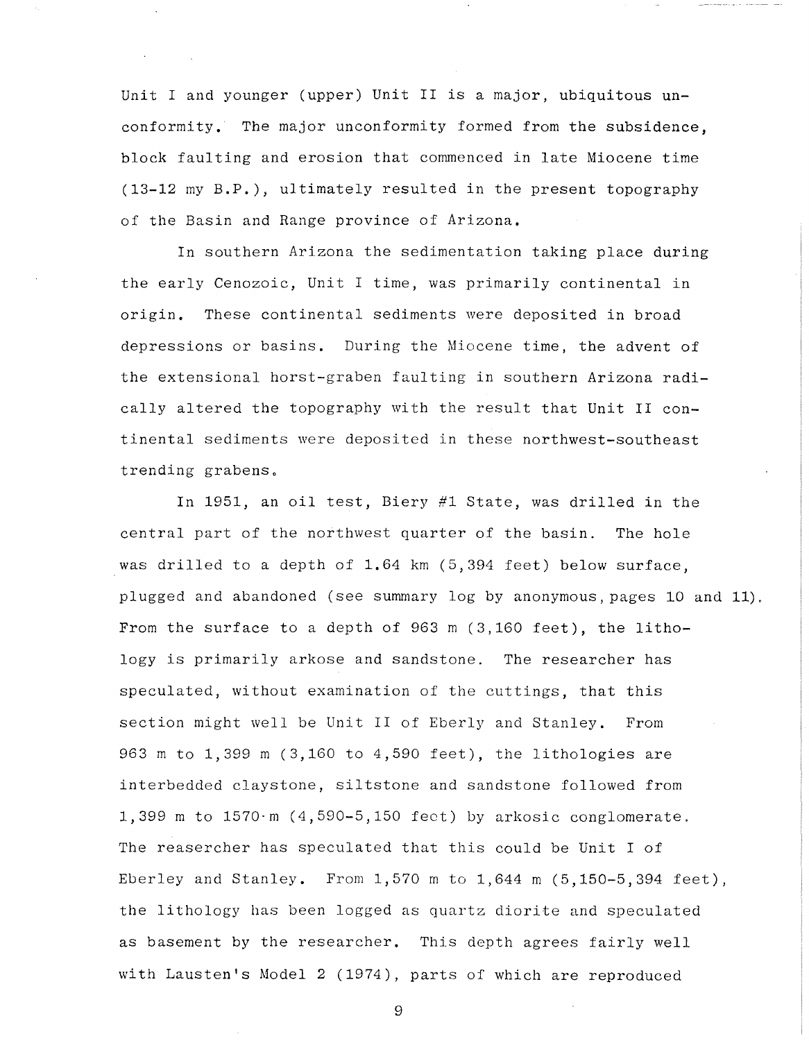Unit I and younger (upper) Unit II is a major, ubiquitous unconformity. The major unconformity formed from the subsidence, block faulting and erosion that commenced in late Miocene time (13-12 my B.P.), ultimately resulted in the present topography of the Basin and Range province of Arizona.

In southern Arizona the sedimentation taking place during the early Cenozoic, Unit I time, was primarily continental in origin. These continental sediments were deposited in broad depressions or basins. During the Miocene time, the advent of the extensional horst-graben faulting in southern Arizona radically altered the topography with the result that Unit II continental sediments were deposited in these northwest-southeast trending grabens.

In 1951, an oil test, Biery #1 State, was drilled in the central part of the northwest quarter of the basin. The hole was drilled to a depth of 1.64 km (5,394 feet) below surface, plugged and abandoned (see summary log by anonymous, pages 10 and 11). From the surface to a depth of 963 m (3,160 feet), the lithology is primarily arkose and sandstone. The researcher has speculated, without examination of the cuttings, that this section might well be Unit II of Eberly and Stanley. From 963 m to 1,399 m (3,160 to 4,590 feet), the lithologies are interbedded claystone, siltstone and sandstone followed from 1,399 m to 1570 m (4,590-5,150 feet) by arkosic conglomerate. The reasercher has speculated that this could be Unit I of Eberley and Stanley. From 1,570 m to 1,644 m (5,150-5,394 feet), the lithology has been logged as quartz diorite and speculated as basement by the researcher. This depth agrees fairly well with Lausten's Model 2 (1974), parts of which are reproduced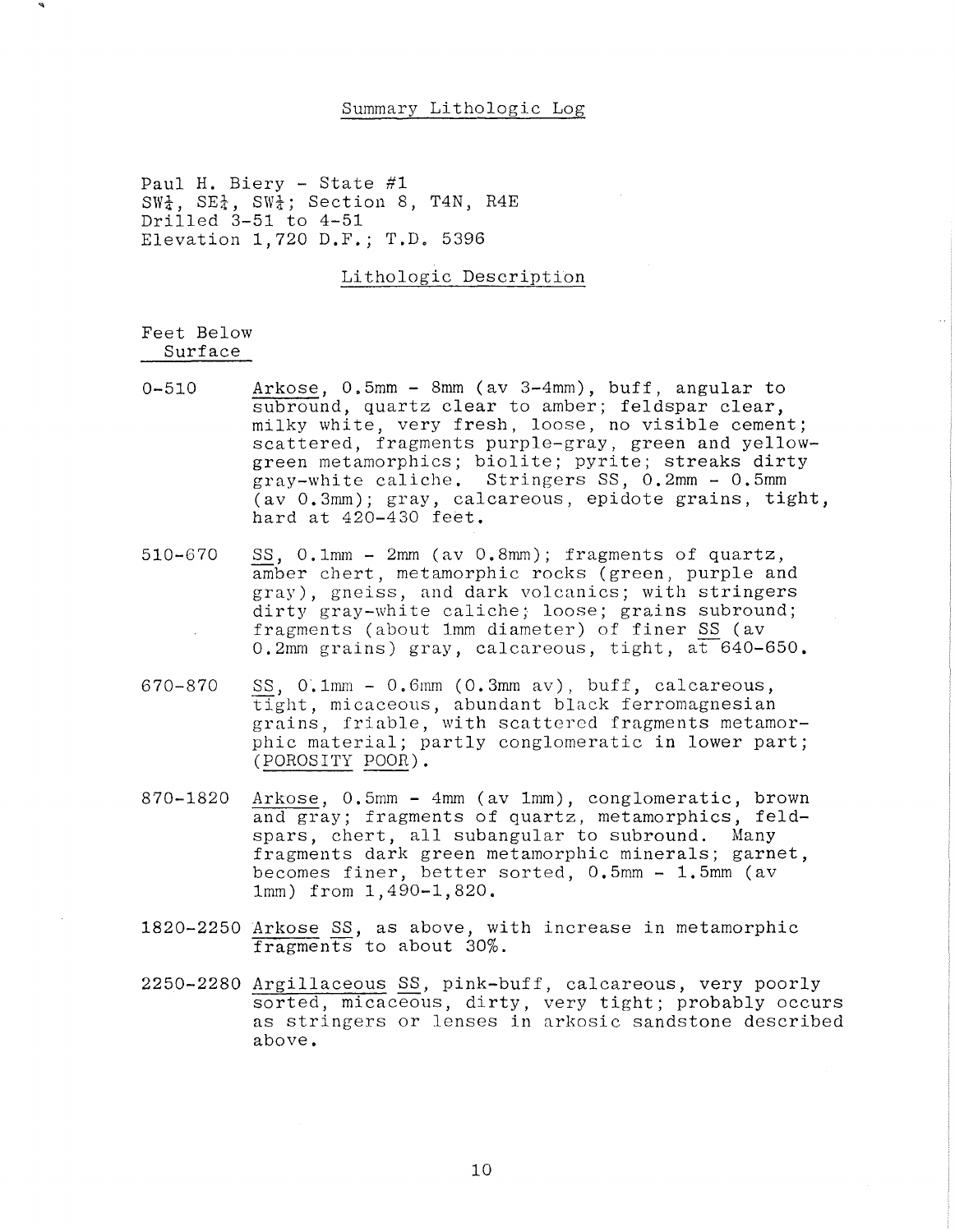## Summary Lithologic Log

Paul H. Biery - State #1
SW¼, SE¼, SW¼; Section 8, T4N, R4E
Drilled 3-51 to 4-51
Elevation 1,720 D.F.; T.D. 5396

### Lithologic Description

| Feet Below Surface | |
|---|---|
| 0-510 | Arkose, 0.5mm - 8mm (av 3-4mm), buff, angular to subround, quartz clear to amber; feldspar clear, milky white, very fresh, loose, no visible cement; scattered, fragments purple-gray, green and yellow-green metamorphics; biolite; pyrite; streaks dirty gray-white caliche. Stringers SS, 0.2mm - 0.5mm (av 0.3mm); gray, calcareous, epidote grains, tight, hard at 420-430 feet. |
| 510-670 | SS, 0.1mm - 2mm (av 0.8mm); fragments of quartz, amber chert, metamorphic rocks (green, purple and gray), gneiss, and dark volcanics; with stringers dirty gray-white caliche; loose; grains subround; fragments (about 1mm diameter) of finer SS (av 0.2mm grains) gray, calcareous, tight, at 640-650. |
| 670-870 | SS, 0.1mm - 0.6mm (0.3mm av), buff, calcareous, tight, micaceous, abundant black ferromagnesian grains, friable, with scattered fragments metamorphic material; partly conglomeratic in lower part; (POROSITY POOR). |
| 870-1820 | Arkose, 0.5mm - 4mm (av 1mm), conglomeratic, brown and gray; fragments of quartz, metamorphics, feldspars, chert, all subangular to subround. Many fragments dark green metamorphic minerals; garnet, becomes finer, better sorted, 0.5mm - 1.5mm (av 1mm) from 1,490-1,820. |
| 1820-2250 | Arkose SS, as above, with increase in metamorphic fragments to about 30%. |
| 2250-2280 | Argillaceous SS, pink-buff, calcareous, very poorly sorted, micaceous, dirty, very tight; probably occurs as stringers or lenses in arkosic sandstone described above. |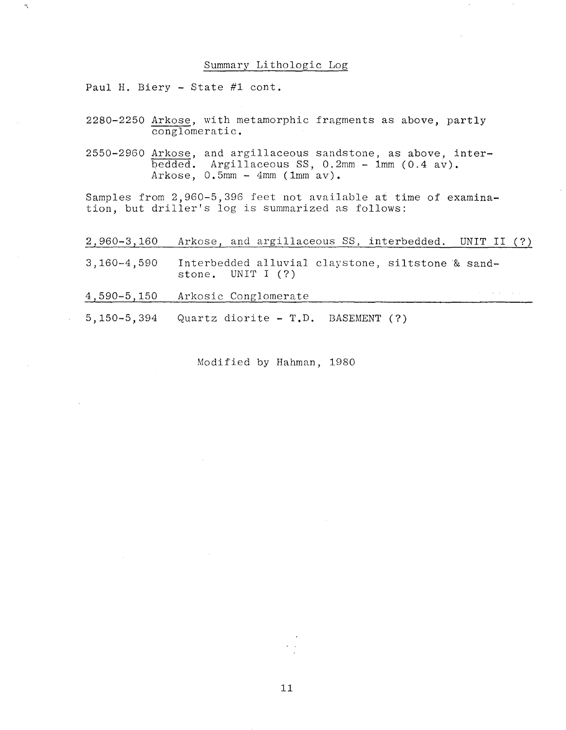## Summary Lithologic Log

Paul H. Biery - State #1 cont.

2280-2250 Arkose, with metamorphic fragments as above, partly conglomeratic.

2550-2960 Arkose, and argillaceous sandstone, as above, interbedded. Argillaceous SS, 0.2mm - 1mm (0.4 av). Arkose, 0.5mm - 4mm (1mm av).

Samples from 2,960-5,396 feet not available at time of examination, but driller's log is summarized as follows:

2,960-3,160 Arkose, and argillaceous SS, interbedded. UNIT II (?)

3,160-4,590 Interbedded alluvial claystone, siltstone & sandstone. UNIT I (?)

4,590-5,150 Arkosic Conglomerate

5,150-5,394 Quartz diorite - T.D. BASEMENT (?)

Modified by Hahman, 1980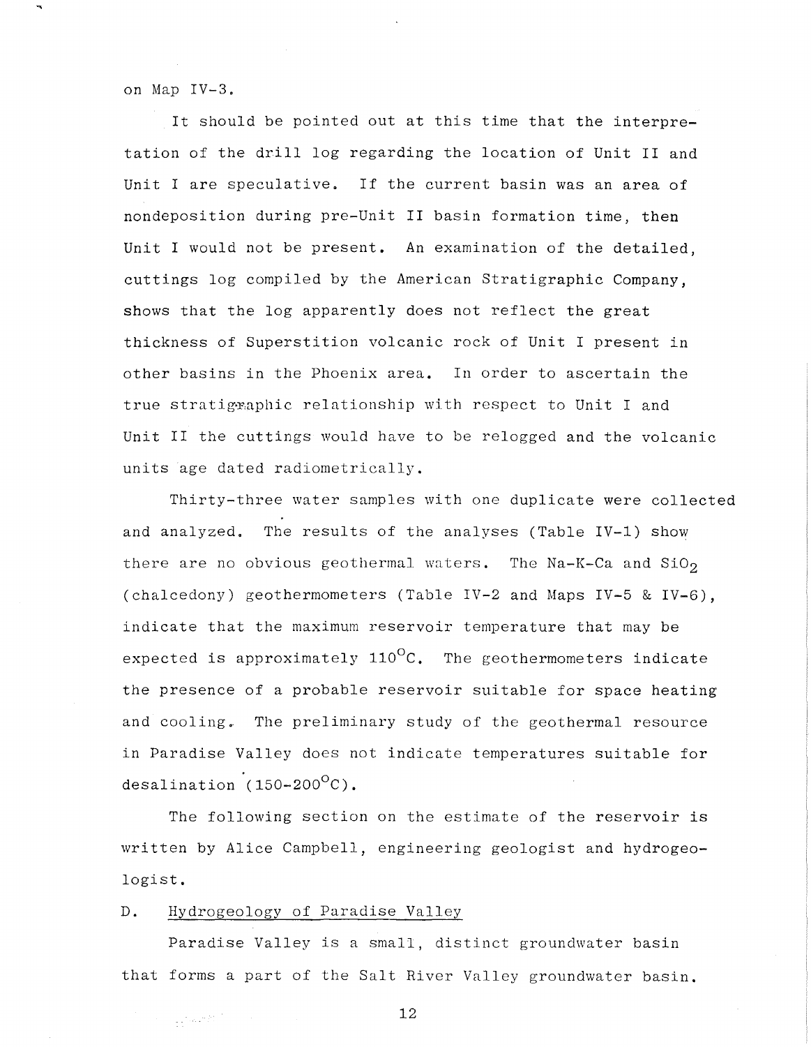on Map IV-3.

It should be pointed out at this time that the interpretation of the drill log regarding the location of Unit II and Unit I are speculative. If the current basin was an area of nondeposition during pre-Unit II basin formation time, then Unit I would not be present. An examination of the detailed, cuttings log compiled by the American Stratigraphic Company, shows that the log apparently does not reflect the great thickness of Superstition volcanic rock of Unit I present in other basins in the Phoenix area. In order to ascertain the true stratigraphic relationship with respect to Unit I and Unit II the cuttings would have to be relogged and the volcanic units age dated radiometrically.

Thirty-three water samples with one duplicate were collected and analyzed. The results of the analyses (Table IV-1) show there are no obvious geothermal waters. The Na-K-Ca and $SiO_2$ (chalcedony) geothermometers (Table IV-2 and Maps IV-5 & IV-6), indicate that the maximum reservoir temperature that may be expected is approximately 110°C. The geothermometers indicate the presence of a probable reservoir suitable for space heating and cooling. The preliminary study of the geothermal resource in Paradise Valley does not indicate temperatures suitable for desalination (150-200°C).

The following section on the estimate of the reservoir is written by Alice Campbell, engineering geologist and hydrogeologist.

## D. Hydrogeology of Paradise Valley

Paradise Valley is a small, distinct groundwater basin that forms a part of the Salt River Valley groundwater basin.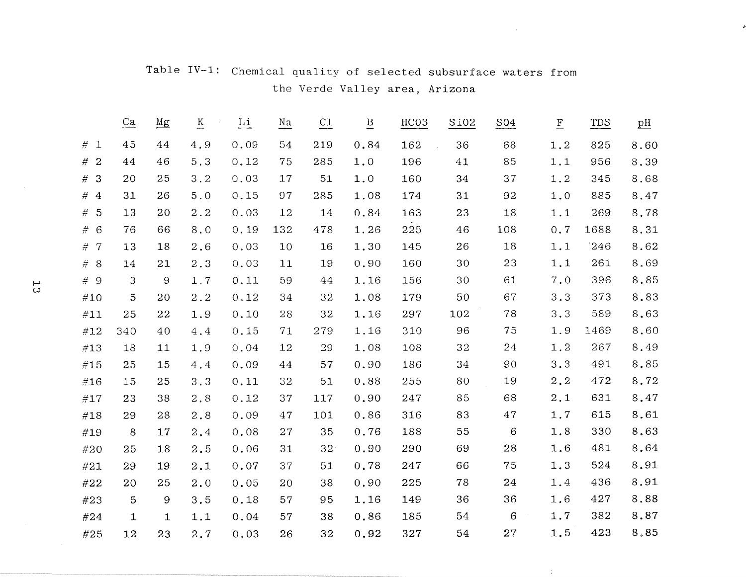Table IV-1: Chemical quality of selected subsurface waters from the Verde Valley area, Arizona

| | Ca | Mg | K | Li | Na | Cl | B | HCO3 | SiO2 | SO4 | F | TDS | pH |
|---|---|---|---|---|---|---|---|---|---|---|---|---|---|
| # 1 | 45 | 44 | 4.9 | 0.09 | 54 | 219 | 0.84 | 162 | 36 | 68 | 1.2 | 825 | 8.60 |
| # 2 | 44 | 46 | 5.3 | 0.12 | 75 | 285 | 1.0 | 196 | 41 | 85 | 1.1 | 956 | 8.39 |
| # 3 | 20 | 25 | 3.2 | 0.03 | 17 | 51 | 1.0 | 160 | 34 | 37 | 1.2 | 345 | 8.68 |
| # 4 | 31 | 26 | 5.0 | 0.15 | 97 | 285 | 1.08 | 174 | 31 | 92 | 1.0 | 885 | 8.47 |
| # 5 | 13 | 20 | 2.2 | 0.03 | 12 | 14 | 0.84 | 163 | 23 | 18 | 1.1 | 269 | 8.78 |
| # 6 | 76 | 66 | 8.0 | 0.19 | 132 | 478 | 1.26 | 225 | 46 | 108 | 0.7 | 1688 | 8.31 |
| # 7 | 13 | 18 | 2.6 | 0.03 | 10 | 16 | 1.30 | 145 | 26 | 18 | 1.1 | 246 | 8.62 |
| # 8 | 14 | 21 | 2.3 | 0.03 | 11 | 19 | 0.90 | 160 | 30 | 23 | 1.1 | 261 | 8.69 |
| # 9 | 3 | 9 | 1.7 | 0.11 | 59 | 44 | 1.16 | 156 | 30 | 61 | 7.0 | 396 | 8.85 |
| #10 | 5 | 20 | 2.2 | 0.12 | 34 | 32 | 1.08 | 179 | 50 | 67 | 3.3 | 373 | 8.83 |
| #11 | 25 | 22 | 1.9 | 0.10 | 28 | 32 | 1.16 | 297 | 102 | 78 | 3.3 | 589 | 8.63 |
| #12 | 340 | 40 | 4.4 | 0.15 | 71 | 279 | 1.16 | 310 | 96 | 75 | 1.9 | 1469 | 8.60 |
| #13 | 18 | 11 | 1.9 | 0.04 | 12 | 29 | 1.08 | 108 | 32 | 24 | 1.2 | 267 | 8.49 |
| #15 | 25 | 15 | 4.4 | 0.09 | 44 | 57 | 0.90 | 186 | 34 | 90 | 3.3 | 491 | 8.85 |
| #16 | 15 | 25 | 3.3 | 0.11 | 32 | 51 | 0.88 | 255 | 80 | 19 | 2.2 | 472 | 8.72 |
| #17 | 23 | 38 | 2.8 | 0.12 | 37 | 117 | 0.90 | 247 | 85 | 68 | 2.1 | 631 | 8.47 |
| #18 | 29 | 28 | 2.8 | 0.09 | 47 | 101 | 0.86 | 316 | 83 | 47 | 1.7 | 615 | 8.61 |
| #19 | 8 | 17 | 2.4 | 0.08 | 27 | 35 | 0.76 | 188 | 55 | 6 | 1.8 | 330 | 8.63 |
| #20 | 25 | 18 | 2.5 | 0.06 | 31 | 32 | 0.90 | 290 | 69 | 28 | 1.6 | 481 | 8.64 |
| #21 | 29 | 19 | 2.1 | 0.07 | 37 | 51 | 0.78 | 247 | 66 | 75 | 1.3 | 524 | 8.91 |
| #22 | 20 | 25 | 2.0 | 0.05 | 20 | 38 | 0.90 | 225 | 78 | 24 | 1.4 | 436 | 8.91 |
| #23 | 5 | 9 | 3.5 | 0.18 | 57 | 95 | 1.16 | 149 | 36 | 36 | 1.6 | 427 | 8.88 |
| #24 | 1 | 1 | 1.1 | 0.04 | 57 | 38 | 0.86 | 185 | 54 | 6 | 1.7 | 382 | 8.87 |
| #25 | 12 | 23 | 2.7 | 0.03 | 26 | 32 | 0.92 | 327 | 54 | 27 | 1.5 | 423 | 8.85 |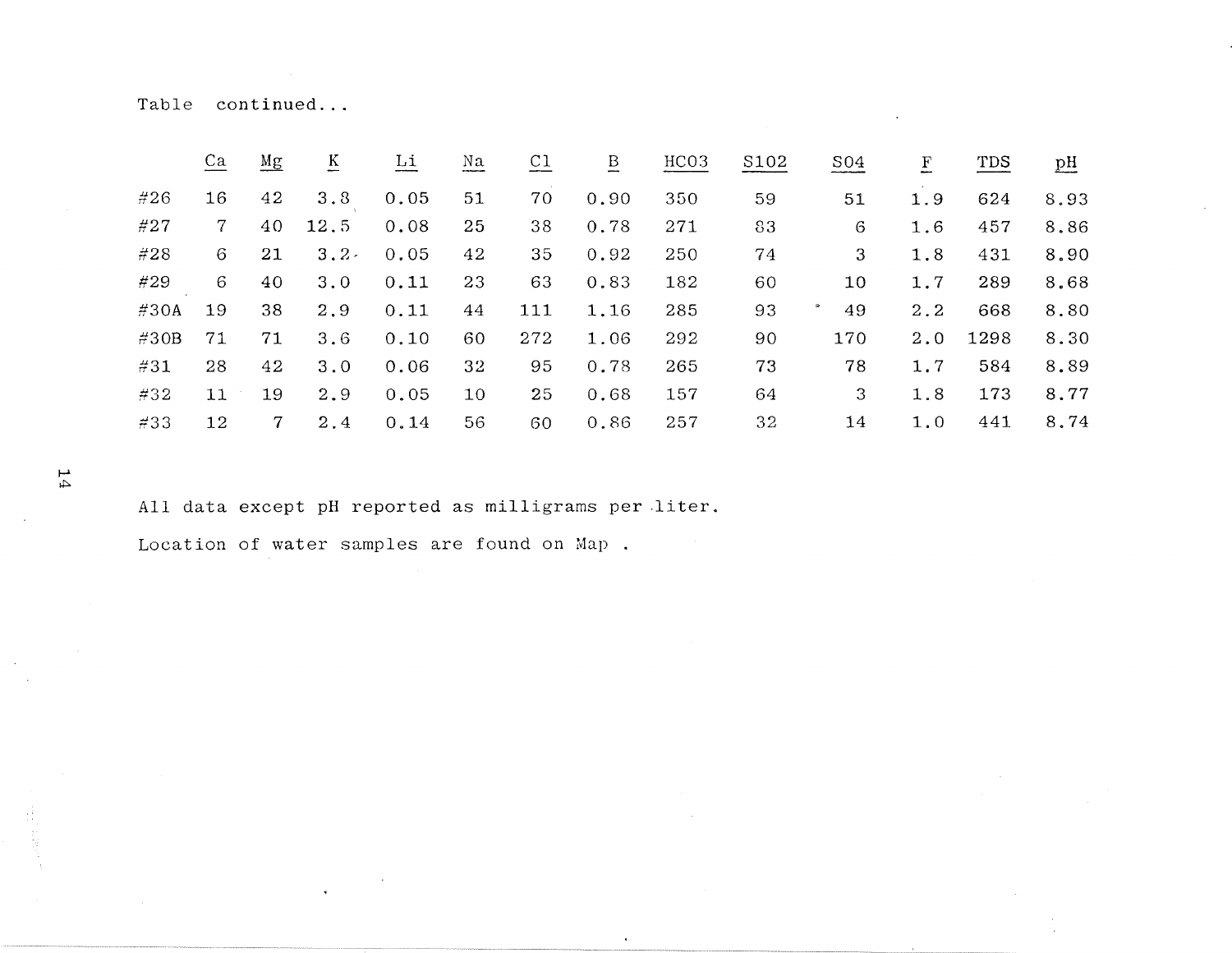Table continued...

| | Ca | Mg | K | Li | Na | Cl | B | HCO3 | S102 | S04 | F | TDS | pH |
|---|---|---|---|---|---|---|---|---|---|---|---|---|---|
| #26 | 16 | 42 | 3.8 | 0.05 | 51 | 70 | 0.90 | 350 | 59 | 51 | 1.9 | 624 | 8.93 |
| #27 | 7 | 40 | 12.5 | 0.08 | 25 | 38 | 0.78 | 271 | 83 | 6 | 1.6 | 457 | 8.86 |
| #28 | 6 | 21 | 3.2 | 0.05 | 42 | 35 | 0.92 | 250 | 74 | 3 | 1.8 | 431 | 8.90 |
| #29 | 6 | 40 | 3.0 | 0.11 | 23 | 63 | 0.83 | 182 | 60 | 10 | 1.7 | 289 | 8.68 |
| #30A | 19 | 38 | 2.9 | 0.11 | 44 | 111 | 1.16 | 285 | 93 | 49 | 2.2 | 668 | 8.80 |
| #30B | 71 | 71 | 3.6 | 0.10 | 60 | 272 | 1.06 | 292 | 90 | 170 | 2.0 | 1298 | 8.30 |
| #31 | 28 | 42 | 3.0 | 0.06 | 32 | 95 | 0.78 | 265 | 73 | 78 | 1.7 | 584 | 8.89 |
| #32 | 11 | 19 | 2.9 | 0.05 | 10 | 25 | 0.68 | 157 | 64 | 3 | 1.8 | 173 | 8.77 |
| #33 | 12 | 7 | 2.4 | 0.14 | 56 | 60 | 0.86 | 257 | 32 | 14 | 1.0 | 441 | 8.74 |

All data except pH reported as milligrams per liter.

Location of water samples are found on Map .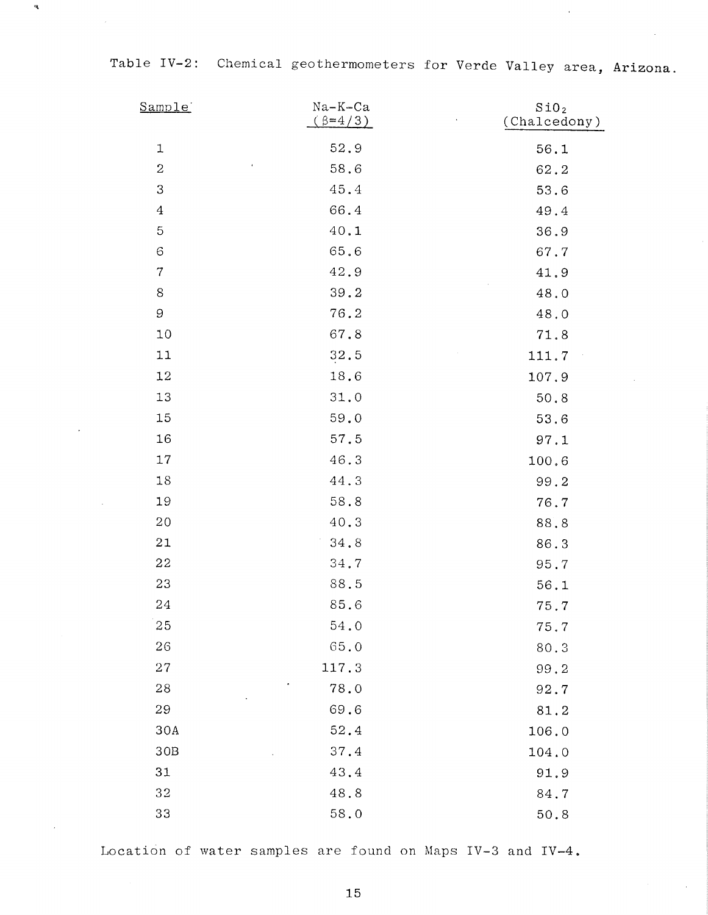Table IV-2: Chemical geothermometers for Verde Valley area, Arizona.

| Sample | Na-K-Ca ($\beta$=4/3) | $SiO_2$ (Chalcedony) |
|---|---|---|
| 1 | 52.9 | 56.1 |
| 2 | 58.6 | 62.2 |
| 3 | 45.4 | 53.6 |
| 4 | 66.4 | 49.4 |
| 5 | 40.1 | 36.9 |
| 6 | 65.6 | 67.7 |
| 7 | 42.9 | 41.9 |
| 8 | 39.2 | 48.0 |
| 9 | 76.2 | 48.0 |
| 10 | 67.8 | 71.8 |
| 11 | 32.5 | 111.7 |
| 12 | 18.6 | 107.9 |
| 13 | 31.0 | 50.8 |
| 15 | 59.0 | 53.6 |
| 16 | 57.5 | 97.1 |
| 17 | 46.3 | 100.6 |
| 18 | 44.3 | 99.2 |
| 19 | 58.8 | 76.7 |
| 20 | 40.3 | 88.8 |
| 21 | 34.8 | 86.3 |
| 22 | 34.7 | 95.7 |
| 23 | 88.5 | 56.1 |
| 24 | 85.6 | 75.7 |
| 25 | 54.0 | 75.7 |
| 26 | 65.0 | 80.3 |
| 27 | 117.3 | 99.2 |
| 28 | 78.0 | 92.7 |
| 29 | 69.6 | 81.2 |
| 30A | 52.4 | 106.0 |
| 30B | 37.4 | 104.0 |
| 31 | 43.4 | 91.9 |
| 32 | 48.8 | 84.7 |
| 33 | 58.0 | 50.8 |

Location of water samples are found on Maps IV-3 and IV-4.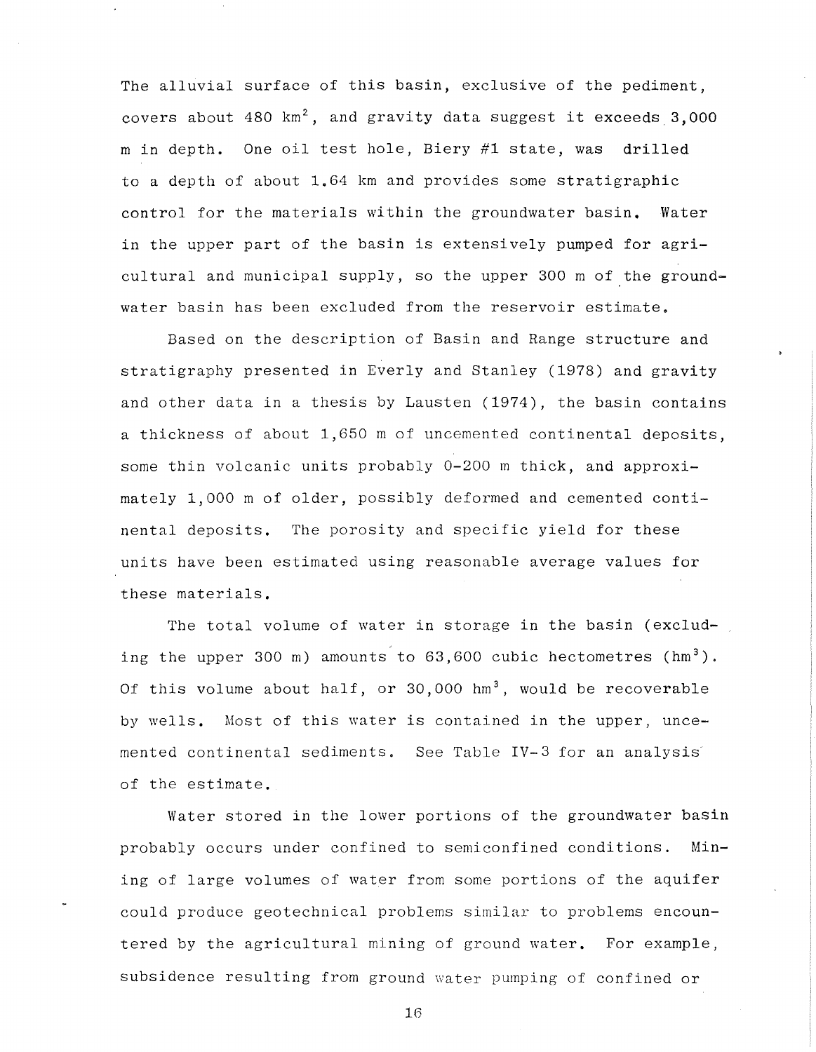The alluvial surface of this basin, exclusive of the pediment, covers about 480 km$^2$, and gravity data suggest it exceeds 3,000 m in depth. One oil test hole, Biery #1 state, was drilled to a depth of about 1.64 km and provides some stratigraphic control for the materials within the groundwater basin. Water in the upper part of the basin is extensively pumped for agricultural and municipal supply, so the upper 300 m of the groundwater basin has been excluded from the reservoir estimate.

Based on the description of Basin and Range structure and stratigraphy presented in Everly and Stanley (1978) and gravity and other data in a thesis by Lausten (1974), the basin contains a thickness of about 1,650 m of uncemented continental deposits, some thin volcanic units probably 0-200 m thick, and approximately 1,000 m of older, possibly deformed and cemented continental deposits. The porosity and specific yield for these units have been estimated using reasonable average values for these materials.

The total volume of water in storage in the basin (excluding the upper 300 m) amounts to 63,600 cubic hectometres (hm$^3$). Of this volume about half, or 30,000 hm$^3$, would be recoverable by wells. Most of this water is contained in the upper, uncemented continental sediments. See Table IV-3 for an analysis of the estimate.

Water stored in the lower portions of the groundwater basin probably occurs under confined to semiconfined conditions. Mining of large volumes of water from some portions of the aquifer could produce geotechnical problems similar to problems encountered by the agricultural mining of ground water. For example, subsidence resulting from ground water pumping of confined or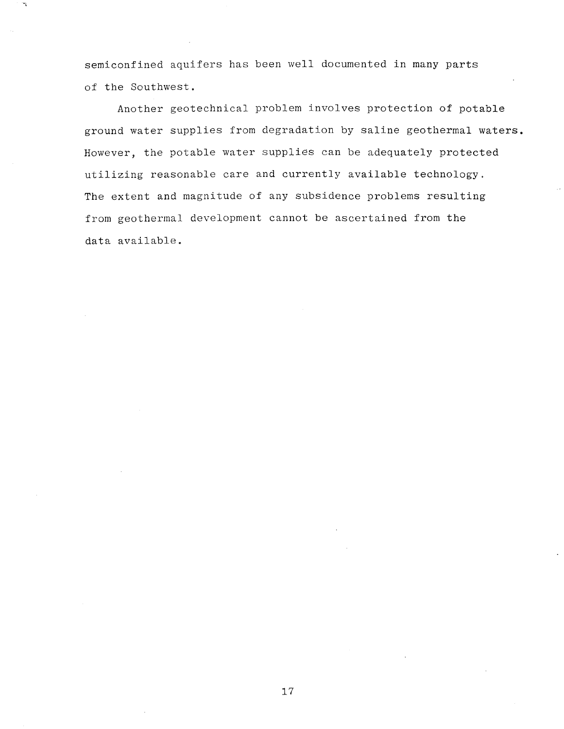semiconfined aquifers has been well documented in many parts of the Southwest.

Another geotechnical problem involves protection of potable ground water supplies from degradation by saline geothermal waters. However, the potable water supplies can be adequately protected utilizing reasonable care and currently available technology. The extent and magnitude of any subsidence problems resulting from geothermal development cannot be ascertained from the data available.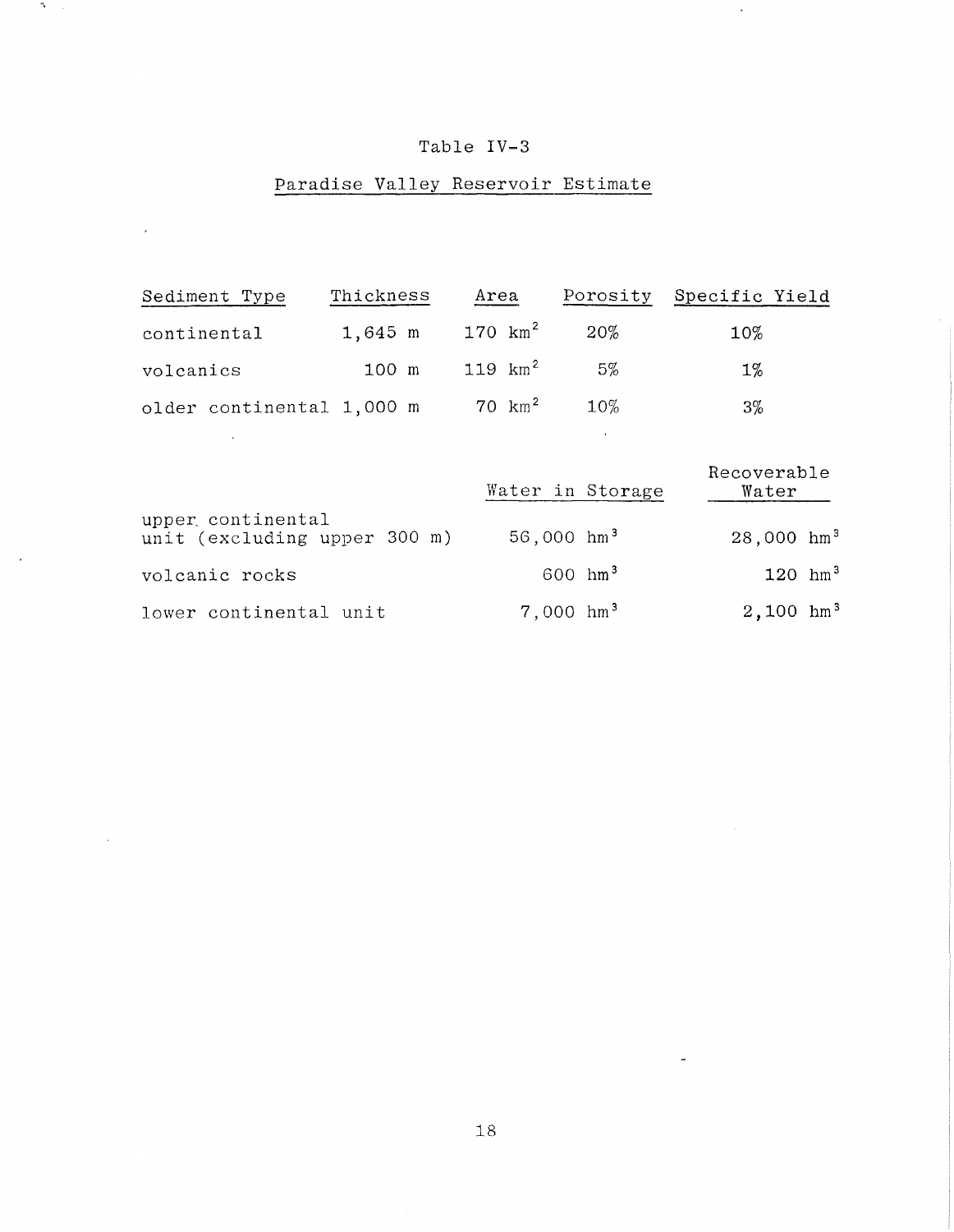Table IV-3

Paradise Valley Reservoir Estimate

| Sediment Type | Thickness | Area | Porosity | Specific Yield |
|---|---|---|---|---|
| continental | 1,645 m | 170 $km^2$ | 20% | 10% |
| volcanics | 100 m | 119 $km^2$ | 5% | 1% |
| older continental | 1,000 m | 70 $km^2$ | 10% | 3% |

| | Water in Storage | Recoverable Water |
|---|---|---|
| upper continental unit (excluding upper 300 m) | 56,000 $hm^3$ | 28,000 $hm^3$ |
| volcanic rocks | 600 $hm^3$ | 120 $hm^3$ |
| lower continental unit | 7,000 $hm^3$ | 2,100 $hm^3$ |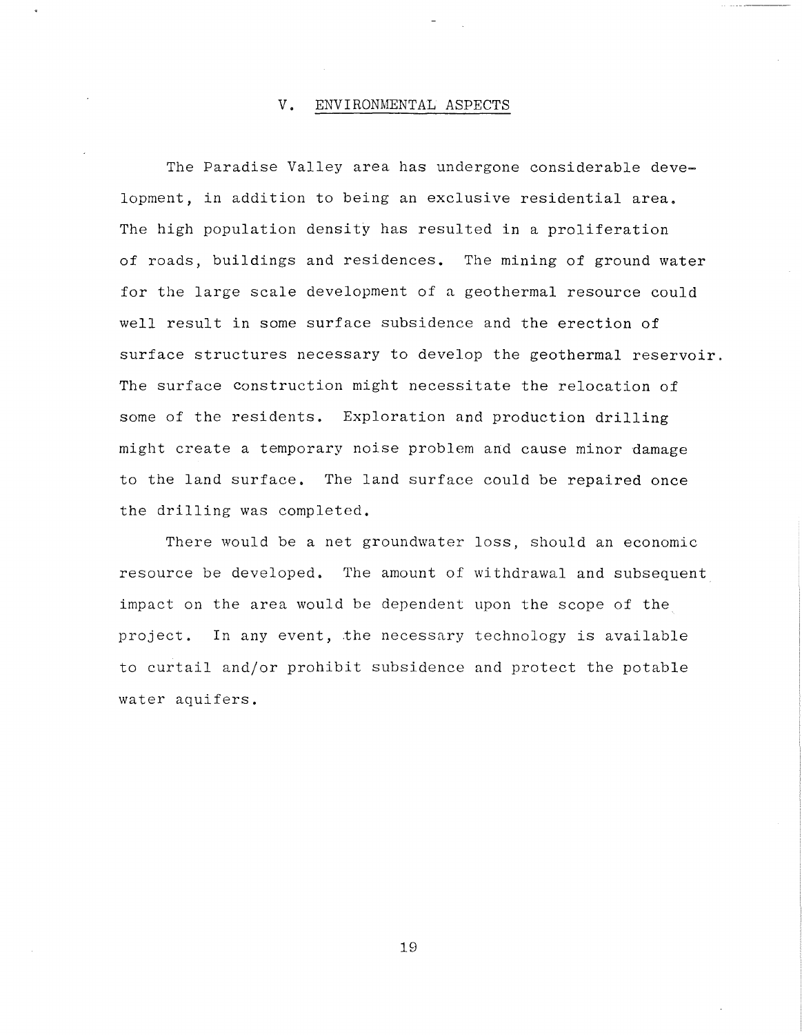## V. ENVIRONMENTAL ASPECTS

The Paradise Valley area has undergone considerable development, in addition to being an exclusive residential area. The high population density has resulted in a proliferation of roads, buildings and residences. The mining of ground water for the large scale development of a geothermal resource could well result in some surface subsidence and the erection of surface structures necessary to develop the geothermal reservoir. The surface construction might necessitate the relocation of some of the residents. Exploration and production drilling might create a temporary noise problem and cause minor damage to the land surface. The land surface could be repaired once the drilling was completed.

There would be a net groundwater loss, should an economic resource be developed. The amount of withdrawal and subsequent impact on the area would be dependent upon the scope of the project. In any event, the necessary technology is available to curtail and/or prohibit subsidence and protect the potable water aquifers.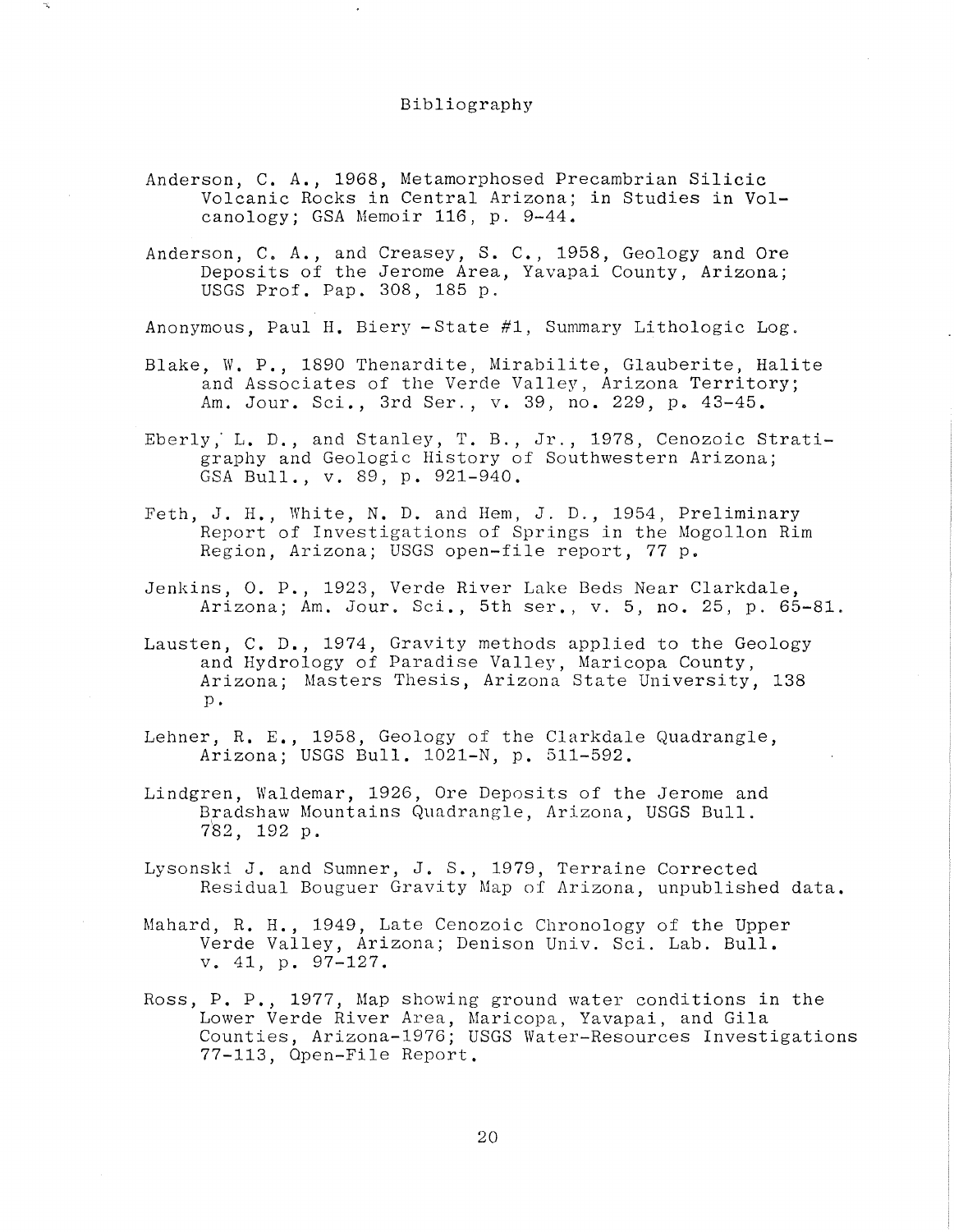# Bibliography

Anderson, C. A., 1968, Metamorphosed Precambrian Silicic Volcanic Rocks in Central Arizona; in Studies in Volcanology; GSA Memoir 116, p. 9-44.

Anderson, C. A., and Creasey, S. C., 1958, Geology and Ore Deposits of the Jerome Area, Yavapai County, Arizona; USGS Prof. Pap. 308, 185 p.

Anonymous, Paul H. Biery -State #1, Summary Lithologic Log.

Blake, W. P., 1890 Thenardite, Mirabilite, Glauberite, Halite and Associates of the Verde Valley, Arizona Territory; Am. Jour. Sci., 3rd Ser., v. 39, no. 229, p. 43-45.

Eberly, L. D., and Stanley, T. B., Jr., 1978, Cenozoic Stratigraphy and Geologic History of Southwestern Arizona; GSA Bull., v. 89, p. 921-940.

Feth, J. H., White, N. D. and Hem, J. D., 1954, Preliminary Report of Investigations of Springs in the Mogollon Rim Region, Arizona; USGS open-file report, 77 p.

Jenkins, O. P., 1923, Verde River Lake Beds Near Clarkdale, Arizona; Am. Jour. Sci., 5th ser., v. 5, no. 25, p. 65-81.

Lausten, C. D., 1974, Gravity methods applied to the Geology and Hydrology of Paradise Valley, Maricopa County, Arizona; Masters Thesis, Arizona State University, 138 p.

Lehner, R. E., 1958, Geology of the Clarkdale Quadrangle, Arizona; USGS Bull. 1021-N, p. 511-592.

Lindgren, Waldemar, 1926, Ore Deposits of the Jerome and Bradshaw Mountains Quadrangle, Arizona, USGS Bull. 782, 192 p.

Lysonski J. and Sumner, J. S., 1979, Terraine Corrected Residual Bouguer Gravity Map of Arizona, unpublished data.

Mahard, R. H., 1949, Late Cenozoic Chronology of the Upper Verde Valley, Arizona; Denison Univ. Sci. Lab. Bull. v. 41, p. 97-127.

Ross, P. P., 1977, Map showing ground water conditions in the Lower Verde River Area, Maricopa, Yavapai, and Gila Counties, Arizona-1976; USGS Water-Resources Investigations 77-113, Open-File Report.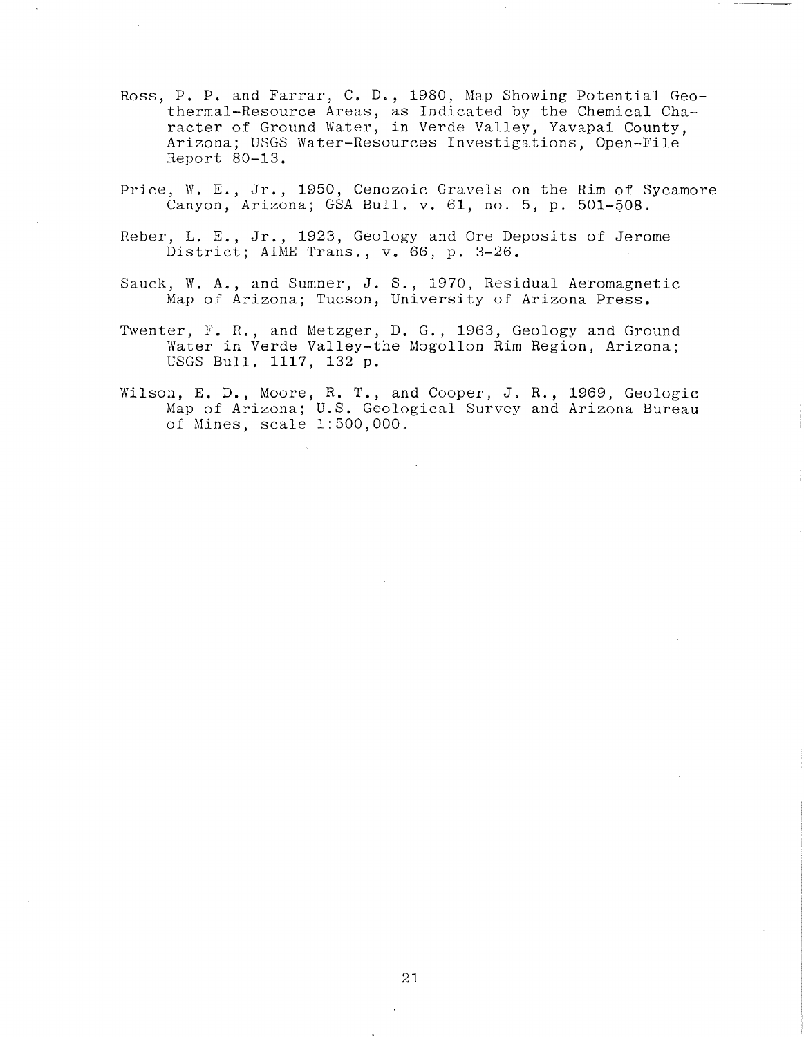Ross, P. P. and Farrar, C. D., 1980, Map Showing Potential Geothermal-Resource Areas, as Indicated by the Chemical Character of Ground Water, in Verde Valley, Yavapai County, Arizona; USGS Water-Resources Investigations, Open-File Report 80-13.

Price, W. E., Jr., 1950, Cenozoic Gravels on the Rim of Sycamore Canyon, Arizona; GSA Bull. v. 61, no. 5, p. 501-508.

Reber, L. E., Jr., 1923, Geology and Ore Deposits of Jerome District; AIME Trans., v. 66, p. 3-26.

Sauck, W. A., and Sumner, J. S., 1970, Residual Aeromagnetic Map of Arizona; Tucson, University of Arizona Press.

Twenter, F. R., and Metzger, D. G., 1963, Geology and Ground Water in Verde Valley-the Mogollon Rim Region, Arizona; USGS Bull. 1117, 132 p.

Wilson, E. D., Moore, R. T., and Cooper, J. R., 1969, Geologic Map of Arizona; U.S. Geological Survey and Arizona Bureau of Mines, scale 1:500,000.